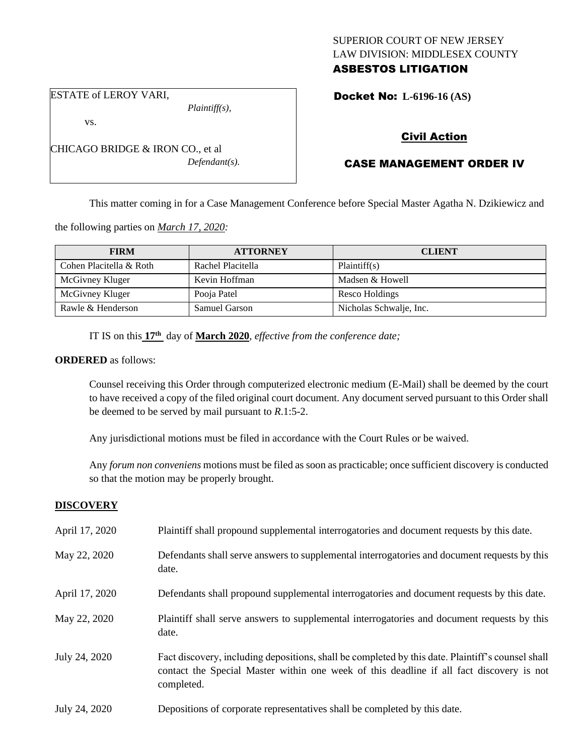SUPERIOR COURT OF NEW JERSEY
LAW DIVISION: MIDDLESEX COUNTY
**ASBESTOS LITIGATION**

ESTATE of LEROY VARI,
*Plaintiff(s),*

vs.

CHICAGO BRIDGE & IRON CO., et al
*Defendant(s).*

**Docket No: L-6196-16 (AS)**

**Civil Action**

**CASE MANAGEMENT ORDER IV**

This matter coming in for a Case Management Conference before Special Master Agatha N. Dzikiewicz and the following parties on *March 17, 2020:*

| FIRM | ATTORNEY | CLIENT |
|---|---|---|
| Cohen Placitella & Roth | Rachel Placitella | Plaintiff(s) |
| McGivney Kluger | Kevin Hoffman | Madsen & Howell |
| McGivney Kluger | Pooja Patel | Resco Holdings |
| Rawle & Henderson | Samuel Garson | Nicholas Schwalje, Inc. |

IT IS on this **17th** day of **March 2020**, *effective from the conference date;*

**ORDERED** as follows:

Counsel receiving this Order through computerized electronic medium (E-Mail) shall be deemed by the court to have received a copy of the filed original court document. Any document served pursuant to this Order shall be deemed to be served by mail pursuant to *R*.1:5-2.

Any jurisdictional motions must be filed in accordance with the Court Rules or be waived.

Any *forum non conveniens* motions must be filed as soon as practicable; once sufficient discovery is conducted so that the motion may be properly brought.

## DISCOVERY

| | |
|---|---|
| April 17, 2020 | Plaintiff shall propound supplemental interrogatories and document requests by this date. |
| May 22, 2020 | Defendants shall serve answers to supplemental interrogatories and document requests by this date. |
| April 17, 2020 | Defendants shall propound supplemental interrogatories and document requests by this date. |
| May 22, 2020 | Plaintiff shall serve answers to supplemental interrogatories and document requests by this date. |
| July 24, 2020 | Fact discovery, including depositions, shall be completed by this date. Plaintiff's counsel shall contact the Special Master within one week of this deadline if all fact discovery is not completed. |
| July 24, 2020 | Depositions of corporate representatives shall be completed by this date. |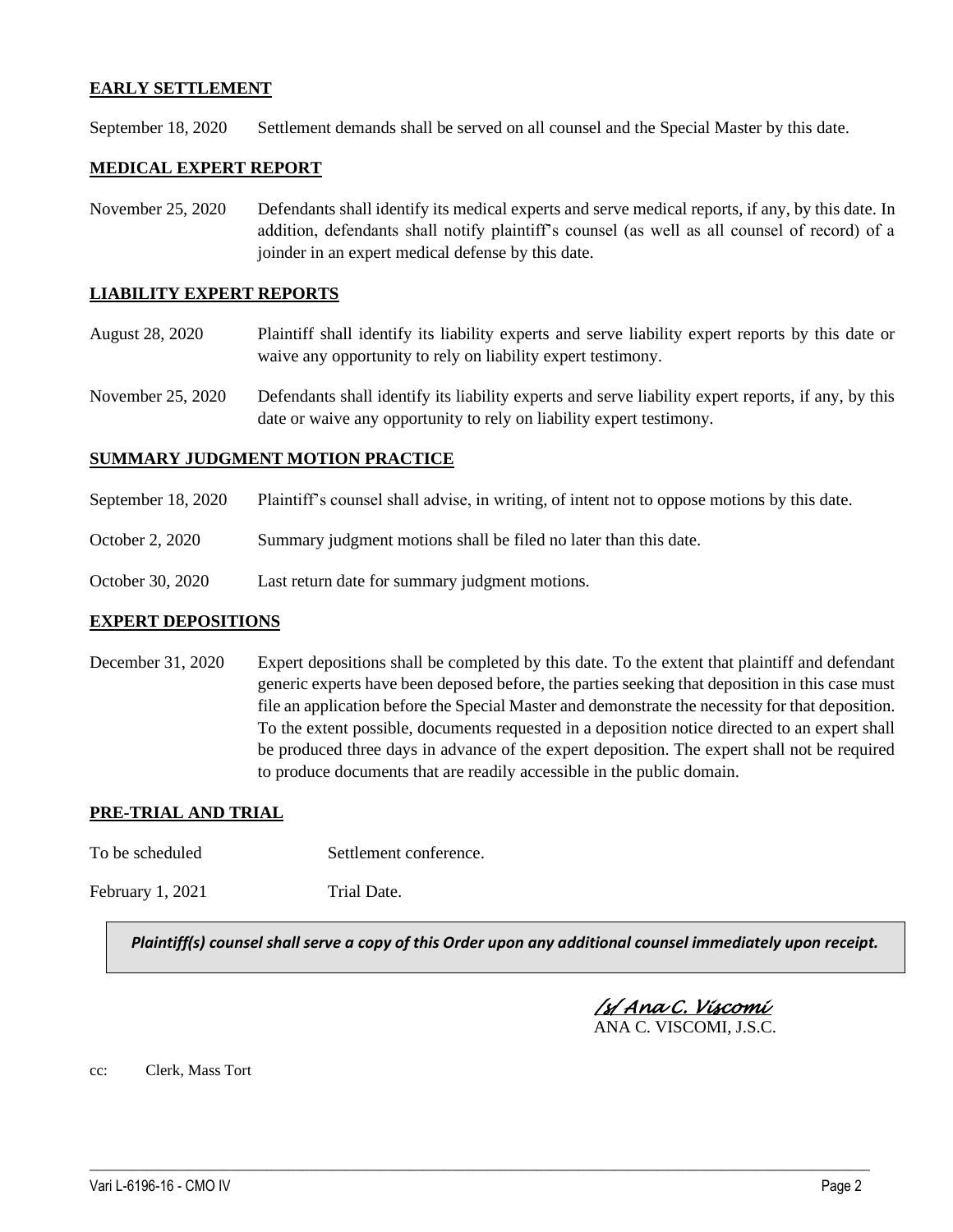**EARLY SETTLEMENT**

| | |
|---|---|
| September 18, 2020 | Settlement demands shall be served on all counsel and the Special Master by this date. |

**MEDICAL EXPERT REPORT**

| | |
|---|---|
| November 25, 2020 | Defendants shall identify its medical experts and serve medical reports, if any, by this date. In addition, defendants shall notify plaintiff's counsel (as well as all counsel of record) of a joinder in an expert medical defense by this date. |

**LIABILITY EXPERT REPORTS**

| | |
|---|---|
| August 28, 2020 | Plaintiff shall identify its liability experts and serve liability expert reports by this date or waive any opportunity to rely on liability expert testimony. |
| November 25, 2020 | Defendants shall identify its liability experts and serve liability expert reports, if any, by this date or waive any opportunity to rely on liability expert testimony. |

**SUMMARY JUDGMENT MOTION PRACTICE**

| | |
|---|---|
| September 18, 2020 | Plaintiff's counsel shall advise, in writing, of intent not to oppose motions by this date. |
| October 2, 2020 | Summary judgment motions shall be filed no later than this date. |
| October 30, 2020 | Last return date for summary judgment motions. |

**EXPERT DEPOSITIONS**

| | |
|---|---|
| December 31, 2020 | Expert depositions shall be completed by this date. To the extent that plaintiff and defendant generic experts have been deposed before, the parties seeking that deposition in this case must file an application before the Special Master and demonstrate the necessity for that deposition. To the extent possible, documents requested in a deposition notice directed to an expert shall be produced three days in advance of the expert deposition. The expert shall not be required to produce documents that are readily accessible in the public domain. |

**PRE-TRIAL AND TRIAL**

| | |
|---|---|
| To be scheduled | Settlement conference. |
| February 1, 2021 | Trial Date. |

***Plaintiff(s) counsel shall serve a copy of this Order upon any additional counsel immediately upon receipt.***

*/s/ Ana C. Viscomi*
ANA C. VISCOMI, J.S.C.

cc: Clerk, Mass Tort